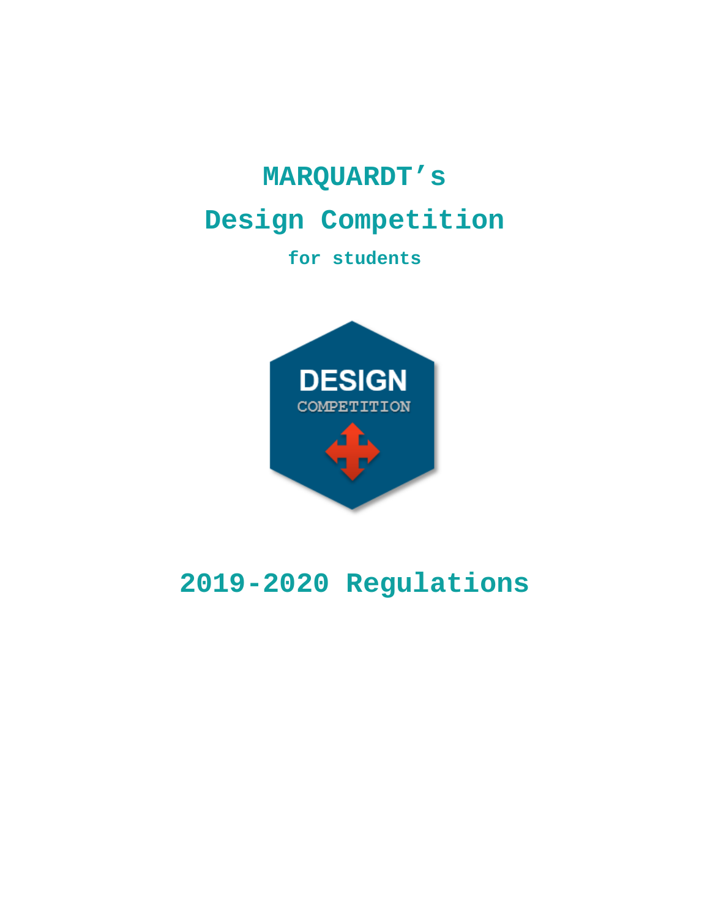# MARQUARDT's

# Design Competition

**for students**

# 2019-2020 Regulations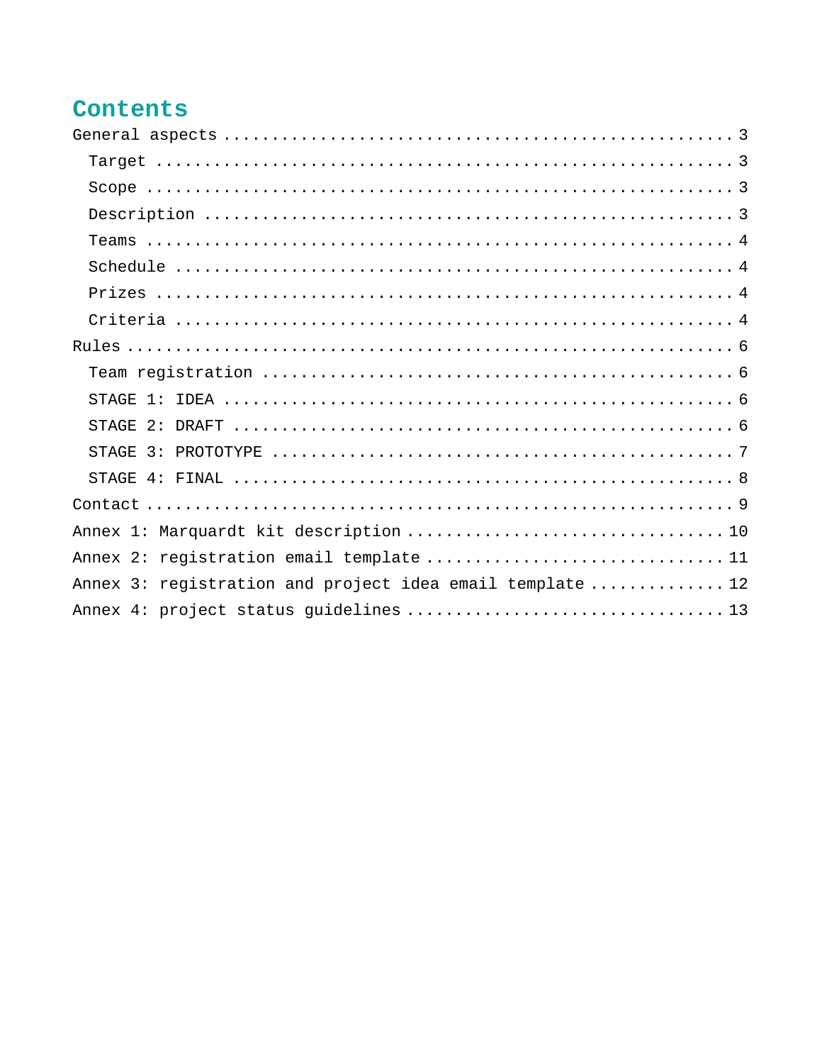# Contents

- General aspects ..... 3
  - Target ..... 3
  - Scope ..... 3
  - Description ..... 3
  - Teams ..... 4
  - Schedule ..... 4
  - Prizes ..... 4
  - Criteria ..... 4
- Rules ..... 6
  - Team registration ..... 6
  - STAGE 1: IDEA ..... 6
  - STAGE 2: DRAFT ..... 6
  - STAGE 3: PROTOTYPE ..... 7
  - STAGE 4: FINAL ..... 8
- Contact ..... 9
- Annex 1: Marquardt kit description ..... 10
- Annex 2: registration email template ..... 11
- Annex 3: registration and project idea email template ..... 12
- Annex 4: project status guidelines ..... 13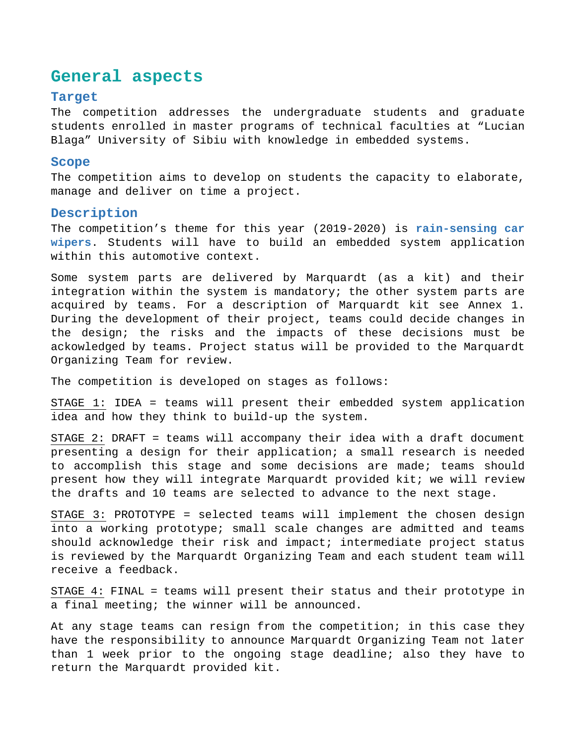# General aspects

## Target

The competition addresses the undergraduate students and graduate students enrolled in master programs of technical faculties at "Lucian Blaga" University of Sibiu with knowledge in embedded systems.

## Scope

The competition aims to develop on students the capacity to elaborate, manage and deliver on time a project.

## Description

The competition's theme for this year (2019-2020) is **rain-sensing car wipers**. Students will have to build an embedded system application within this automotive context.

Some system parts are delivered by Marquardt (as a kit) and their integration within the system is mandatory; the other system parts are acquired by teams. For a description of Marquardt kit see Annex 1. During the development of their project, teams could decide changes in the design; the risks and the impacts of these decisions must be ackowledged by teams. Project status will be provided to the Marquardt Organizing Team for review.

The competition is developed on stages as follows:

STAGE 1: IDEA = teams will present their embedded system application idea and how they think to build-up the system.

STAGE 2: DRAFT = teams will accompany their idea with a draft document presenting a design for their application; a small research is needed to accomplish this stage and some decisions are made; teams should present how they will integrate Marquardt provided kit; we will review the drafts and 10 teams are selected to advance to the next stage.

STAGE 3: PROTOTYPE = selected teams will implement the chosen design into a working prototype; small scale changes are admitted and teams should acknowledge their risk and impact; intermediate project status is reviewed by the Marquardt Organizing Team and each student team will receive a feedback.

STAGE 4: FINAL = teams will present their status and their prototype in a final meeting; the winner will be announced.

At any stage teams can resign from the competition; in this case they have the responsibility to announce Marquardt Organizing Team not later than 1 week prior to the ongoing stage deadline; also they have to return the Marquardt provided kit.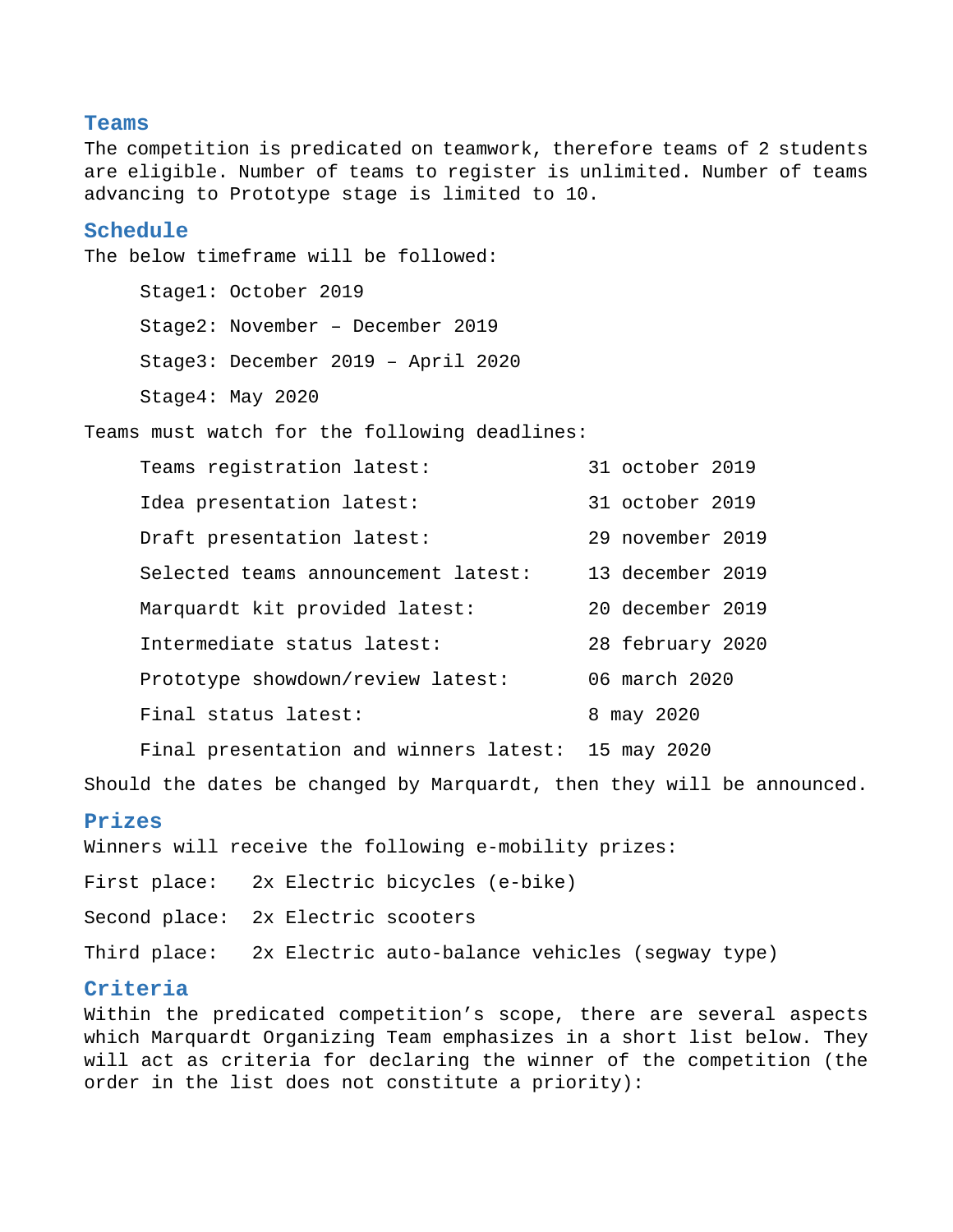## Teams

The competition is predicated on teamwork, therefore teams of 2 students are eligible. Number of teams to register is unlimited. Number of teams advancing to Prototype stage is limited to 10.

## Schedule

The below timeframe will be followed:

Stage1: October 2019

Stage2: November – December 2019

Stage3: December 2019 – April 2020

Stage4: May 2020

Teams must watch for the following deadlines:

| | |
|---|---|
| Teams registration latest: | 31 october 2019 |
| Idea presentation latest: | 31 october 2019 |
| Draft presentation latest: | 29 november 2019 |
| Selected teams announcement latest: | 13 december 2019 |
| Marquardt kit provided latest: | 20 december 2019 |
| Intermediate status latest: | 28 february 2020 |
| Prototype showdown/review latest: | 06 march 2020 |
| Final status latest: | 8 may 2020 |
| Final presentation and winners latest: | 15 may 2020 |

Should the dates be changed by Marquardt, then they will be announced.

## Prizes

Winners will receive the following e-mobility prizes:

First place: 2x Electric bicycles (e-bike)

Second place: 2x Electric scooters

Third place: 2x Electric auto-balance vehicles (segway type)

## Criteria

Within the predicated competition's scope, there are several aspects which Marquardt Organizing Team emphasizes in a short list below. They will act as criteria for declaring the winner of the competition (the order in the list does not constitute a priority):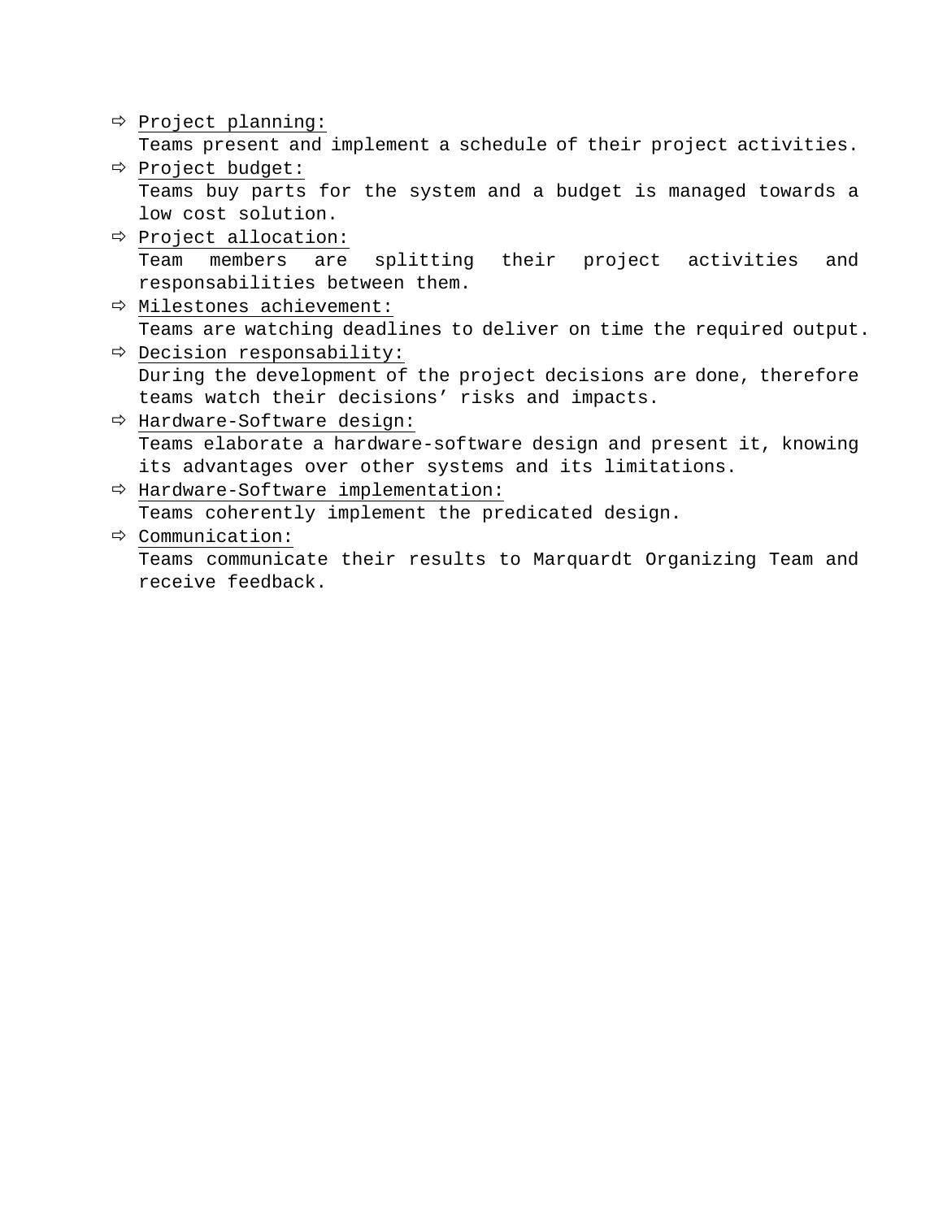- ⇨ Project planning:
  Teams present and implement a schedule of their project activities.
- ⇨ Project budget:
  Teams buy parts for the system and a budget is managed towards a low cost solution.
- ⇨ Project allocation:
  Team members are splitting their project activities and responsabilities between them.
- ⇨ Milestones achievement:
  Teams are watching deadlines to deliver on time the required output.
- ⇨ Decision responsability:
  During the development of the project decisions are done, therefore teams watch their decisions' risks and impacts.
- ⇨ Hardware-Software design:
  Teams elaborate a hardware-software design and present it, knowing its advantages over other systems and its limitations.
- ⇨ Hardware-Software implementation:
  Teams coherently implement the predicated design.
- ⇨ Communication:
  Teams communicate their results to Marquardt Organizing Team and receive feedback.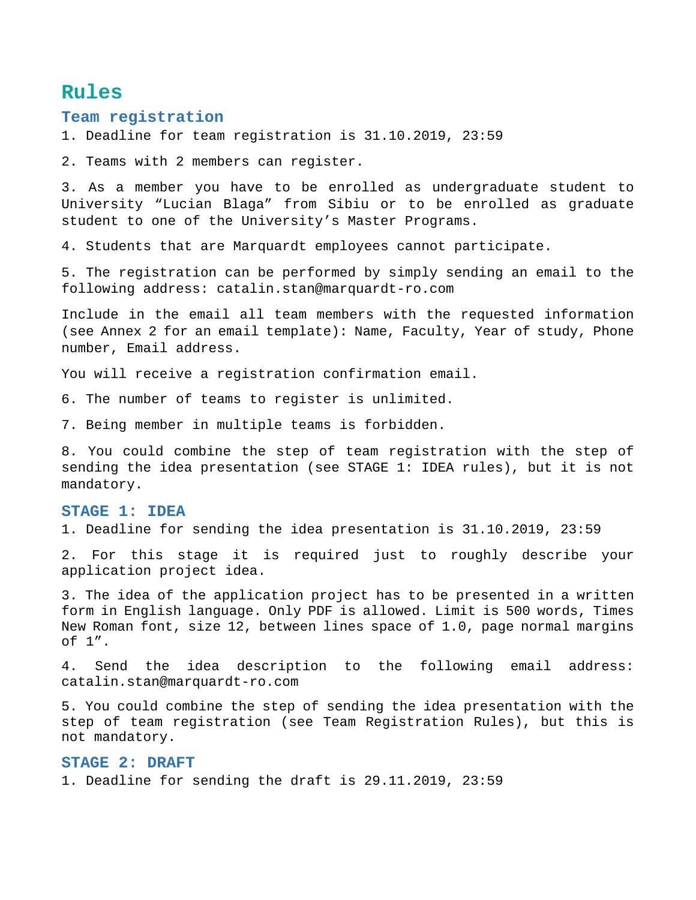# Rules

## Team registration

1. Deadline for team registration is 31.10.2019, 23:59

2. Teams with 2 members can register.

3. As a member you have to be enrolled as undergraduate student to University “Lucian Blaga” from Sibiu or to be enrolled as graduate student to one of the University’s Master Programs.

4. Students that are Marquardt employees cannot participate.

5. The registration can be performed by simply sending an email to the following address: catalin.stan@marquardt-ro.com

Include in the email all team members with the requested information (see Annex 2 for an email template): Name, Faculty, Year of study, Phone number, Email address.

You will receive a registration confirmation email.

6. The number of teams to register is unlimited.

7. Being member in multiple teams is forbidden.

8. You could combine the step of team registration with the step of sending the idea presentation (see STAGE 1: IDEA rules), but it is not mandatory.

## STAGE 1: IDEA

1. Deadline for sending the idea presentation is 31.10.2019, 23:59

2. For this stage it is required just to roughly describe your application project idea.

3. The idea of the application project has to be presented in a written form in English language. Only PDF is allowed. Limit is 500 words, Times New Roman font, size 12, between lines space of 1.0, page normal margins of 1”.

4. Send the idea description to the following email address: catalin.stan@marquardt-ro.com

5. You could combine the step of sending the idea presentation with the step of team registration (see Team Registration Rules), but this is not mandatory.

## STAGE 2: DRAFT

1. Deadline for sending the draft is 29.11.2019, 23:59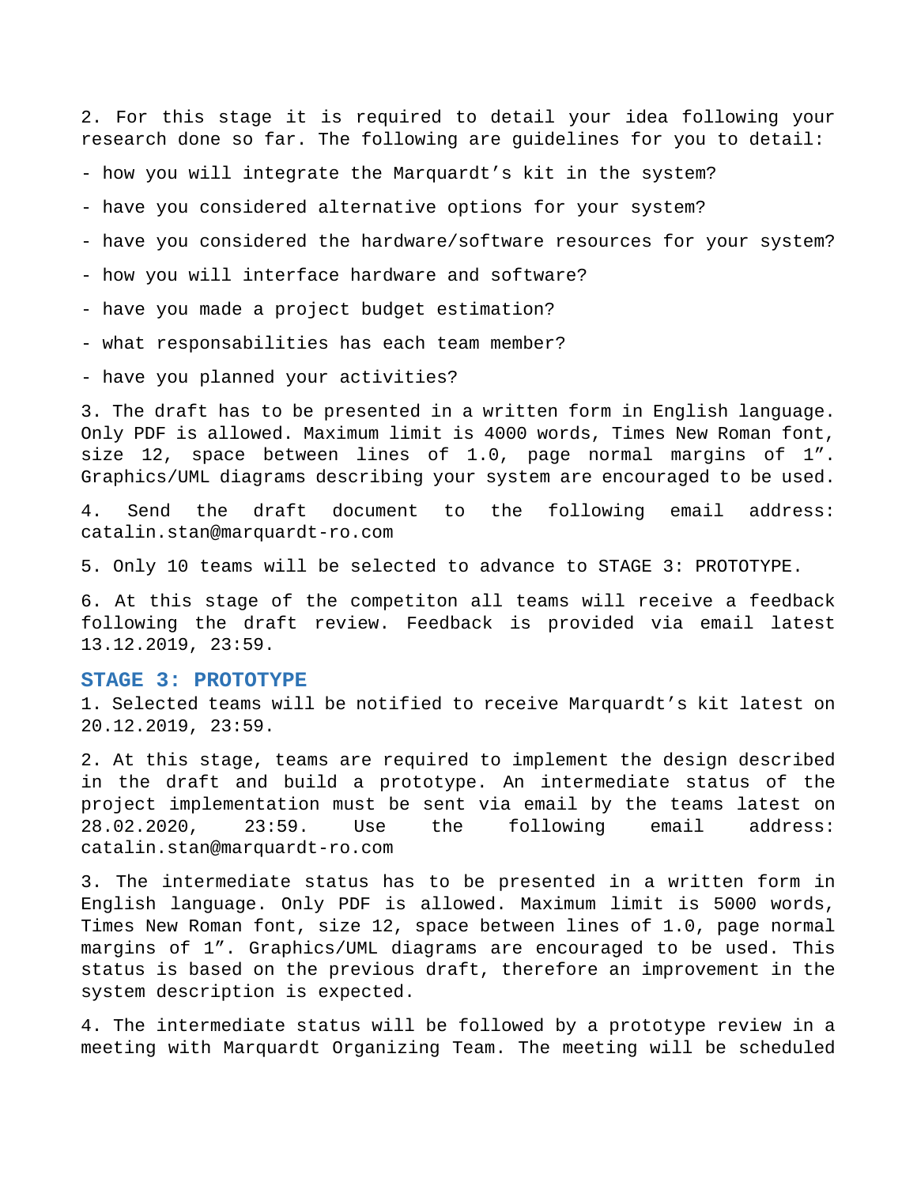2. For this stage it is required to detail your idea following your research done so far. The following are guidelines for you to detail:

- how you will integrate the Marquardt's kit in the system?
- have you considered alternative options for your system?
- have you considered the hardware/software resources for your system?
- how you will interface hardware and software?
- have you made a project budget estimation?
- what responsabilities has each team member?
- have you planned your activities?

3. The draft has to be presented in a written form in English language. Only PDF is allowed. Maximum limit is 4000 words, Times New Roman font, size 12, space between lines of 1.0, page normal margins of 1". Graphics/UML diagrams describing your system are encouraged to be used.

4. Send the draft document to the following email address: catalin.stan@marquardt-ro.com

5. Only 10 teams will be selected to advance to STAGE 3: PROTOTYPE.

6. At this stage of the competiton all teams will receive a feedback following the draft review. Feedback is provided via email latest 13.12.2019, 23:59.

## STAGE 3: PROTOTYPE

1. Selected teams will be notified to receive Marquardt's kit latest on 20.12.2019, 23:59.

2. At this stage, teams are required to implement the design described in the draft and build a prototype. An intermediate status of the project implementation must be sent via email by the teams latest on 28.02.2020, 23:59. Use the following email address: catalin.stan@marquardt-ro.com

3. The intermediate status has to be presented in a written form in English language. Only PDF is allowed. Maximum limit is 5000 words, Times New Roman font, size 12, space between lines of 1.0, page normal margins of 1". Graphics/UML diagrams are encouraged to be used. This status is based on the previous draft, therefore an improvement in the system description is expected.

4. The intermediate status will be followed by a prototype review in a meeting with Marquardt Organizing Team. The meeting will be scheduled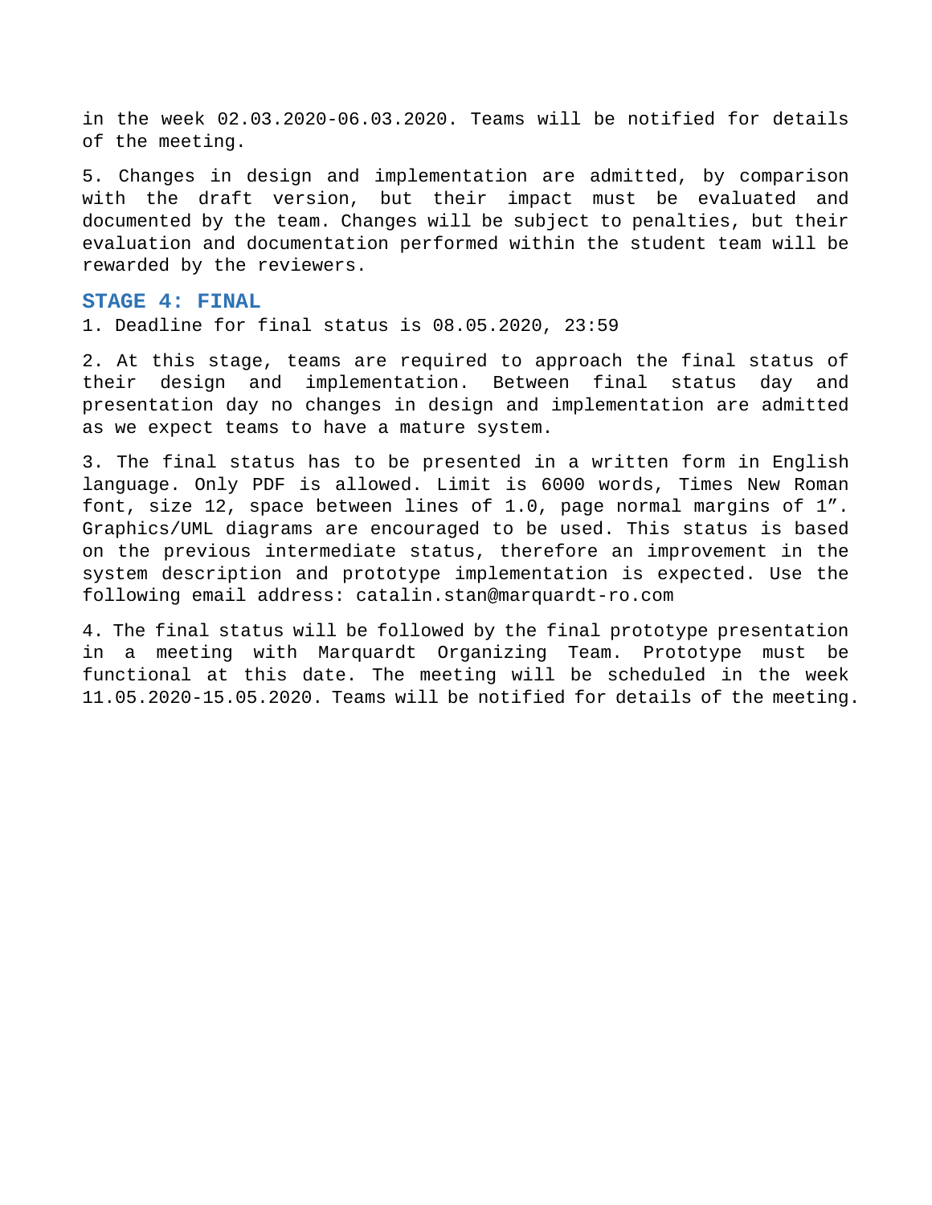in the week 02.03.2020-06.03.2020. Teams will be notified for details of the meeting.

5. Changes in design and implementation are admitted, by comparison with the draft version, but their impact must be evaluated and documented by the team. Changes will be subject to penalties, but their evaluation and documentation performed within the student team will be rewarded by the reviewers.

## STAGE 4: FINAL

1. Deadline for final status is 08.05.2020, 23:59

2. At this stage, teams are required to approach the final status of their design and implementation. Between final status day and presentation day no changes in design and implementation are admitted as we expect teams to have a mature system.

3. The final status has to be presented in a written form in English language. Only PDF is allowed. Limit is 6000 words, Times New Roman font, size 12, space between lines of 1.0, page normal margins of 1". Graphics/UML diagrams are encouraged to be used. This status is based on the previous intermediate status, therefore an improvement in the system description and prototype implementation is expected. Use the following email address: catalin.stan@marquardt-ro.com

4. The final status will be followed by the final prototype presentation in a meeting with Marquardt Organizing Team. Prototype must be functional at this date. The meeting will be scheduled in the week 11.05.2020-15.05.2020. Teams will be notified for details of the meeting.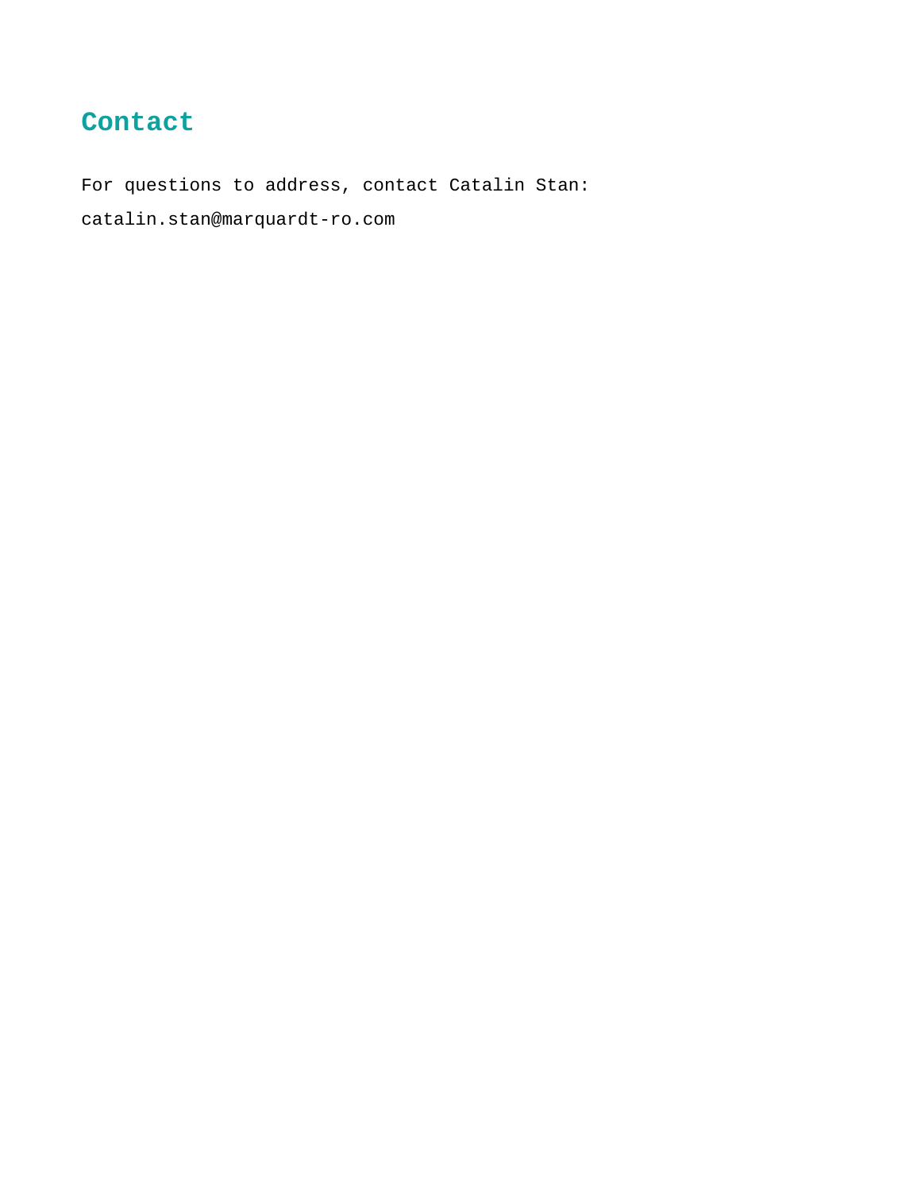## Contact

For questions to address, contact Catalin Stan:

catalin.stan@marquardt-ro.com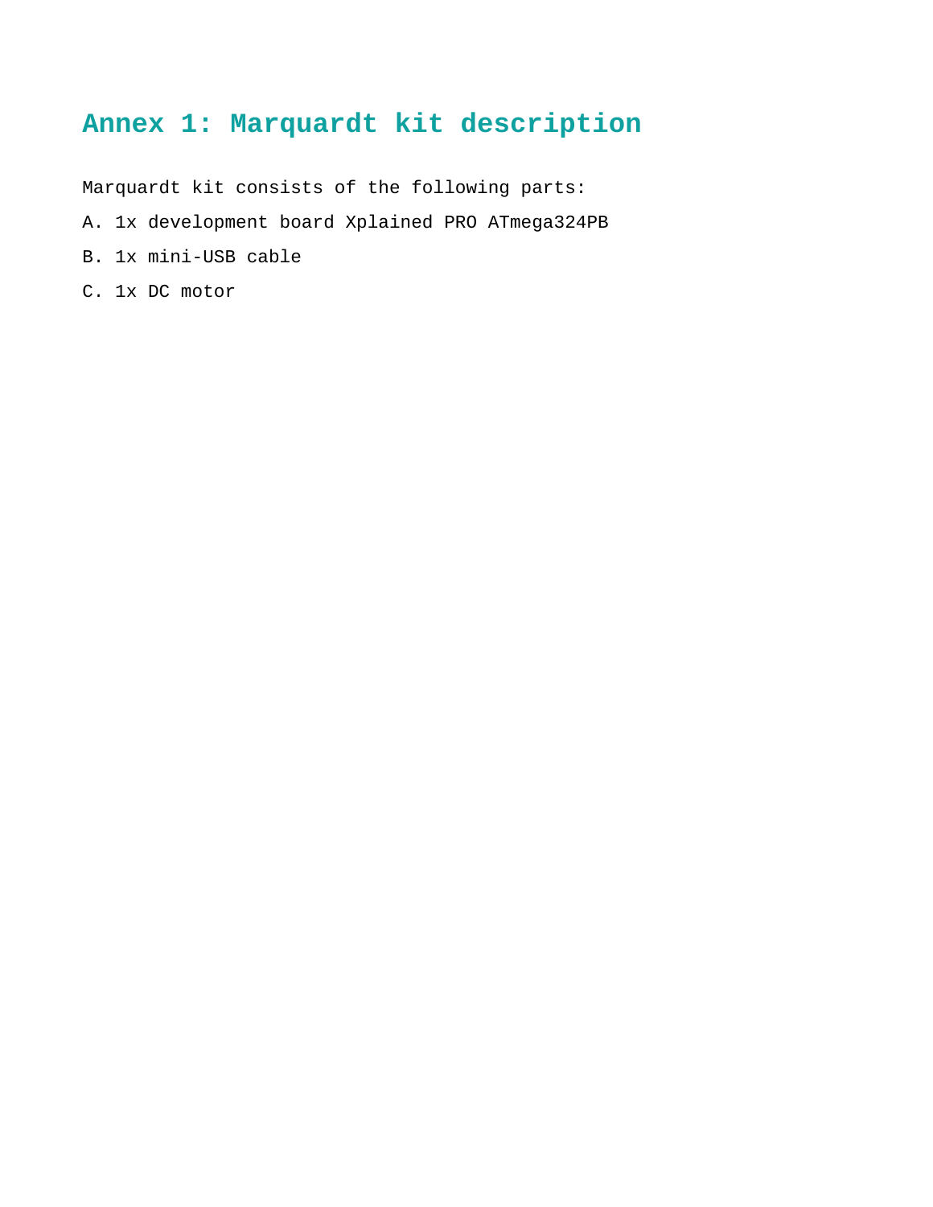# Annex 1: Marquardt kit description

Marquardt kit consists of the following parts:

A. 1x development board Xplained PRO ATmega324PB

B. 1x mini-USB cable

C. 1x DC motor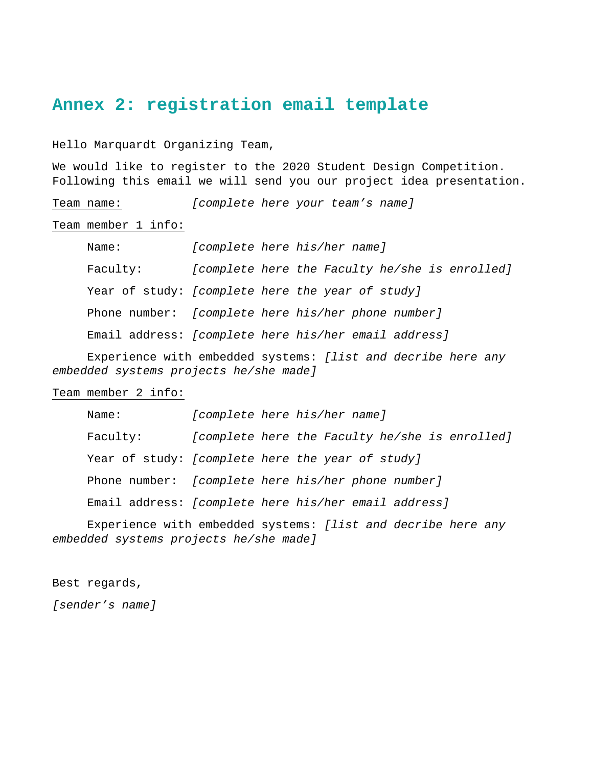## Annex 2: registration email template

Hello Marquardt Organizing Team,

We would like to register to the 2020 Student Design Competition. Following this email we will send you our project idea presentation.

Team name: *[complete here your team’s name]*

Team member 1 info:

Name: *[complete here his/her name]*

Faculty: *[complete here the Faculty he/she is enrolled]*

Year of study: *[complete here the year of study]*

Phone number: *[complete here his/her phone number]*

Email address: *[complete here his/her email address]*

Experience with embedded systems: *[list and decribe here any embedded systems projects he/she made]*

Team member 2 info:

Name: *[complete here his/her name]*

Faculty: *[complete here the Faculty he/she is enrolled]*

Year of study: *[complete here the year of study]*

Phone number: *[complete here his/her phone number]*

Email address: *[complete here his/her email address]*

Experience with embedded systems: *[list and decribe here any embedded systems projects he/she made]*

Best regards,

*[sender’s name]*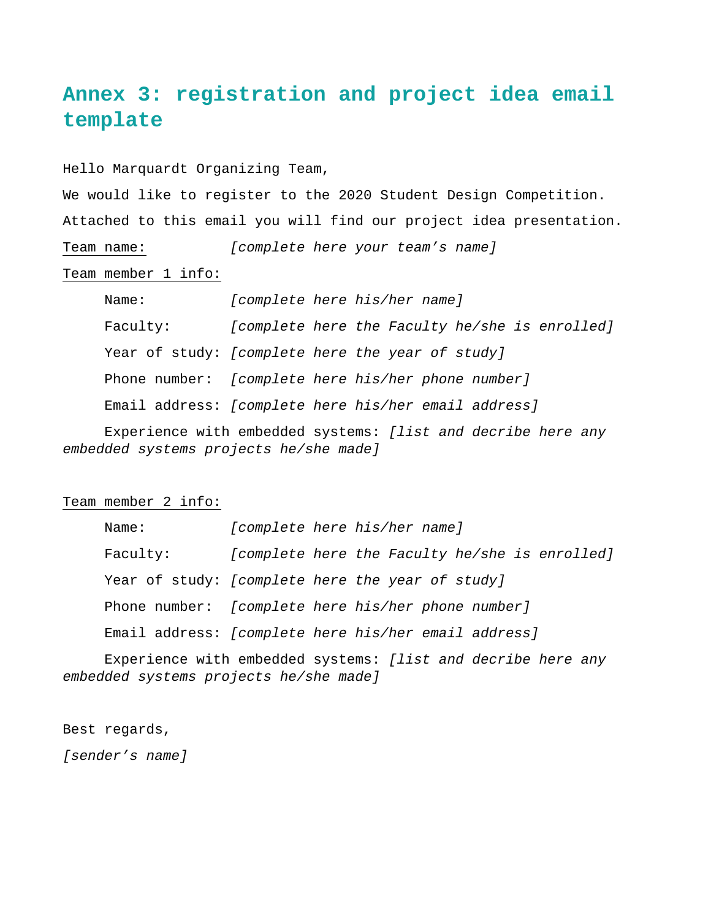## Annex 3: registration and project idea email template

Hello Marquardt Organizing Team,

We would like to register to the 2020 Student Design Competition.

Attached to this email you will find our project idea presentation.

<u>Team name:</u> *[complete here your team's name]*

<u>Team member 1 info:</u>

Name: *[complete here his/her name]*

Faculty: *[complete here the Faculty he/she is enrolled]*

Year of study: *[complete here the year of study]*

Phone number: *[complete here his/her phone number]*

Email address: *[complete here his/her email address]*

Experience with embedded systems: *[list and decribe here any embedded systems projects he/she made]*

<u>Team member 2 info:</u>

Name: *[complete here his/her name]*

Faculty: *[complete here the Faculty he/she is enrolled]*

Year of study: *[complete here the year of study]*

Phone number: *[complete here his/her phone number]*

Email address: *[complete here his/her email address]*

Experience with embedded systems: *[list and decribe here any embedded systems projects he/she made]*

Best regards,

*[sender's name]*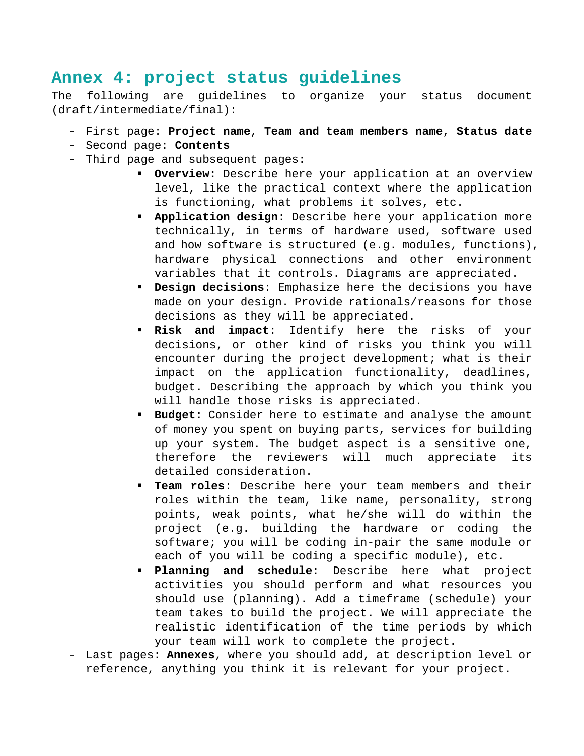# Annex 4: project status guidelines

The following are guidelines to organize your status document (draft/intermediate/final):

- First page: **Project name**, **Team and team members name**, **Status date**
- Second page: **Contents**
- Third page and subsequent pages:
    - **Overview:** Describe here your application at an overview level, like the practical context where the application is functioning, what problems it solves, etc.
    - **Application design**: Describe here your application more technically, in terms of hardware used, software used and how software is structured (e.g. modules, functions), hardware physical connections and other environment variables that it controls. Diagrams are appreciated.
    - **Design decisions**: Emphasize here the decisions you have made on your design. Provide rationals/reasons for those decisions as they will be appreciated.
    - **Risk and impact**: Identify here the risks of your decisions, or other kind of risks you think you will encounter during the project development; what is their impact on the application functionality, deadlines, budget. Describing the approach by which you think you will handle those risks is appreciated.
    - **Budget**: Consider here to estimate and analyse the amount of money you spent on buying parts, services for building up your system. The budget aspect is a sensitive one, therefore the reviewers will much appreciate its detailed consideration.
    - **Team roles**: Describe here your team members and their roles within the team, like name, personality, strong points, weak points, what he/she will do within the project (e.g. building the hardware or coding the software; you will be coding in-pair the same module or each of you will be coding a specific module), etc.
    - **Planning and schedule**: Describe here what project activities you should perform and what resources you should use (planning). Add a timeframe (schedule) your team takes to build the project. We will appreciate the realistic identification of the time periods by which your team will work to complete the project.
- Last pages: **Annexes**, where you should add, at description level or reference, anything you think it is relevant for your project.